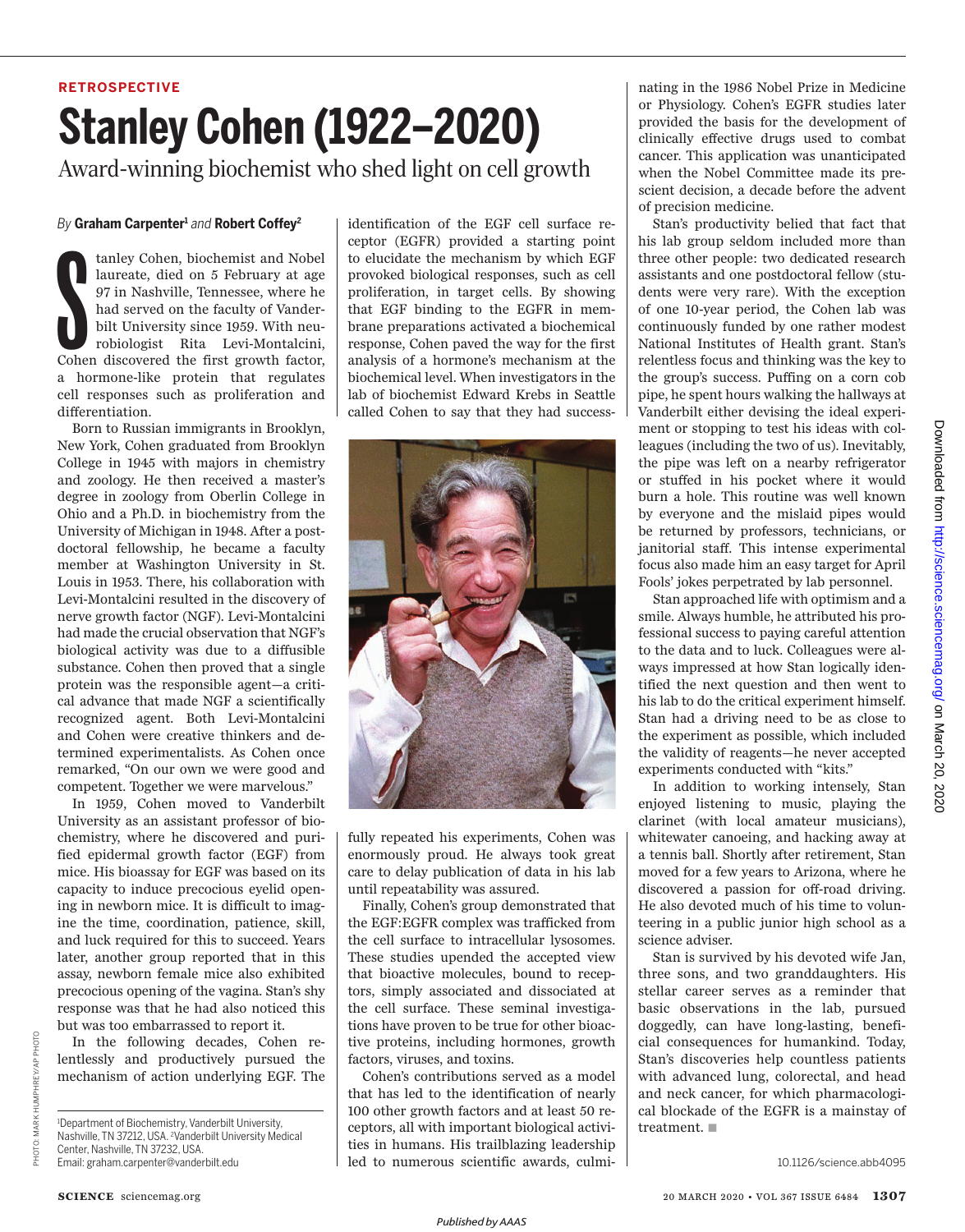RETROSPECTIVE

# Stanley Cohen (1922–2020)

## Award-winning biochemist who shed light on cell growth

*By* **Graham Carpenter**[1] *and* **Robert Coffey**[2]

Stanley Cohen, biochemist and Nobel laureate, died on 5 February at age 97 in Nashville, Tennessee, where he had served on the faculty of Vanderbilt University since 1959. With neurobiologist Rita Levi-Montalcini, Cohen discovered the first growth factor, a hormone-like protein that regulates cell responses such as proliferation and differentiation.

Born to Russian immigrants in Brooklyn, New York, Cohen graduated from Brooklyn College in 1945 with majors in chemistry and zoology. He then received a master's degree in zoology from Oberlin College in Ohio and a Ph.D. in biochemistry from the University of Michigan in 1948. After a postdoctoral fellowship, he became a faculty member at Washington University in St. Louis in 1953. There, his collaboration with Levi-Montalcini resulted in the discovery of nerve growth factor (NGF). Levi-Montalcini had made the crucial observation that NGF's biological activity was due to a diffusible substance. Cohen then proved that a single protein was the responsible agent—a critical advance that made NGF a scientifically recognized agent. Both Levi-Montalcini and Cohen were creative thinkers and determined experimentalists. As Cohen once remarked, "On our own we were good and competent. Together we were marvelous."

In 1959, Cohen moved to Vanderbilt University as an assistant professor of biochemistry, where he discovered and purified epidermal growth factor (EGF) from mice. His bioassay for EGF was based on its capacity to induce precocious eyelid opening in newborn mice. It is difficult to imagine the time, coordination, patience, skill, and luck required for this to succeed. Years later, another group reported that in this assay, newborn female mice also exhibited precocious opening of the vagina. Stan's shy response was that he had also noticed this but was too embarrassed to report it.

In the following decades, Cohen relentlessly and productively pursued the mechanism of action underlying EGF. The identification of the EGF cell surface receptor (EGFR) provided a starting point to elucidate the mechanism by which EGF provoked biological responses, such as cell proliferation, in target cells. By showing that EGF binding to the EGFR in membrane preparations activated a biochemical response, Cohen paved the way for the first analysis of a hormone's mechanism at the biochemical level. When investigators in the lab of biochemist Edward Krebs in Seattle called Cohen to say that they had successfully repeated his experiments, Cohen was enormously proud. He always took great care to delay publication of data in his lab until repeatability was assured.

Finally, Cohen's group demonstrated that the EGF:EGFR complex was trafficked from the cell surface to intracellular lysosomes. These studies upended the accepted view that bioactive molecules, bound to receptors, simply associated and dissociated at the cell surface. These seminal investigations have proven to be true for other bioactive proteins, including hormones, growth factors, viruses, and toxins.

Cohen's contributions served as a model that has led to the identification of nearly 100 other growth factors and at least 50 receptors, all with important biological activities in humans. His trailblazing leadership led to numerous scientific awards, culminating in the 1986 Nobel Prize in Medicine or Physiology. Cohen's EGFR studies later provided the basis for the development of clinically effective drugs used to combat cancer. This application was unanticipated when the Nobel Committee made its prescient decision, a decade before the advent of precision medicine.

Stan's productivity belied that fact that his lab group seldom included more than three other people: two dedicated research assistants and one postdoctoral fellow (students were very rare). With the exception of one 10-year period, the Cohen lab was continuously funded by one rather modest National Institutes of Health grant. Stan's relentless focus and thinking was the key to the group's success. Puffing on a corn cob pipe, he spent hours walking the hallways at Vanderbilt either devising the ideal experiment or stopping to test his ideas with colleagues (including the two of us). Inevitably, the pipe was left on a nearby refrigerator or stuffed in his pocket where it would burn a hole. This routine was well known by everyone and the mislaid pipes would be returned by professors, technicians, or janitorial staff. This intense experimental focus also made him an easy target for April Fools' jokes perpetrated by lab personnel.

Stan approached life with optimism and a smile. Always humble, he attributed his professional success to paying careful attention to the data and to luck. Colleagues were always impressed at how Stan logically identified the next question and then went to his lab to do the critical experiment himself. Stan had a driving need to be as close to the experiment as possible, which included the validity of reagents—he never accepted experiments conducted with "kits."

In addition to working intensely, Stan enjoyed listening to music, playing the clarinet (with local amateur musicians), whitewater canoeing, and hacking away at a tennis ball. Shortly after retirement, Stan moved for a few years to Arizona, where he discovered a passion for off-road driving. He also devoted much of his time to volunteering in a public junior high school as a science adviser.

Stan is survived by his devoted wife Jan, three sons, and two granddaughters. His stellar career serves as a reminder that basic observations in the lab, pursued doggedly, can have long-lasting, beneficial consequences for humankind. Today, Stan's discoveries help countless patients with advanced lung, colorectal, and head and neck cancer, for which pharmacological blockade of the EGFR is a mainstay of treatment. ■

PHOTO: MARK HUMPHREY/AP PHOTO

[1]Department of Biochemistry, Vanderbilt University, Nashville, TN 37212, USA. [2]Vanderbilt University Medical Center, Nashville, TN 37232, USA.
Email: graham.carpenter@vanderbilt.edu

10.1126/science.abb4095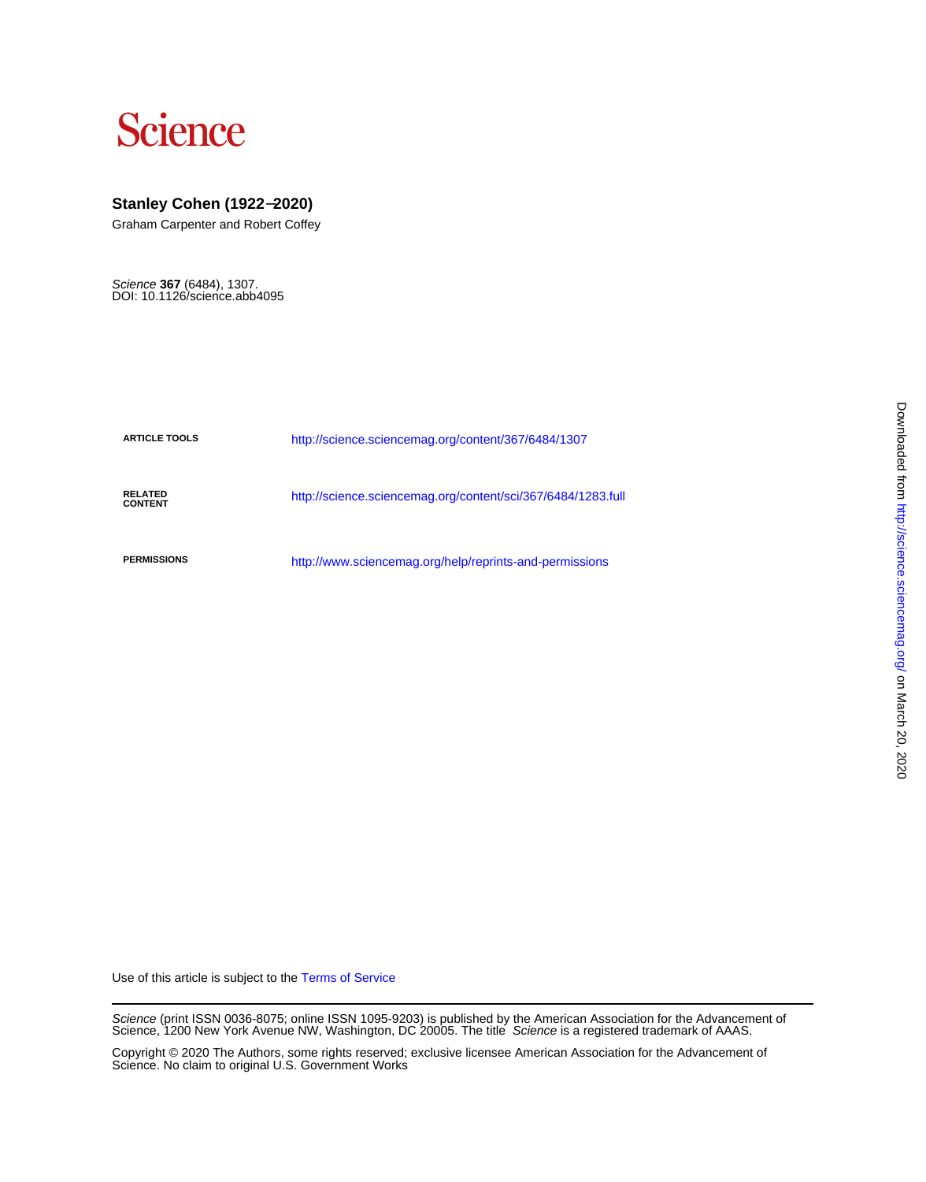# Science

## Stanley Cohen (1922–2020)

Graham Carpenter and Robert Coffey

*Science* **367** (6484), 1307.
DOI: 10.1126/science.abb4095

**ARTICLE TOOLS** http://science.sciencemag.org/content/367/6484/1307

**RELATED CONTENT** http://science.sciencemag.org/content/sci/367/6484/1283.full

**PERMISSIONS** http://www.sciencemag.org/help/reprints-and-permissions

Use of this article is subject to the Terms of Service

*Science* (print ISSN 0036-8075; online ISSN 1095-9203) is published by the American Association for the Advancement of Science, 1200 New York Avenue NW, Washington, DC 20005. The title *Science* is a registered trademark of AAAS.

Copyright © 2020 The Authors, some rights reserved; exclusive licensee American Association for the Advancement of Science. No claim to original U.S. Government Works

Downloaded from http://science.sciencemag.org/ on March 20, 2020